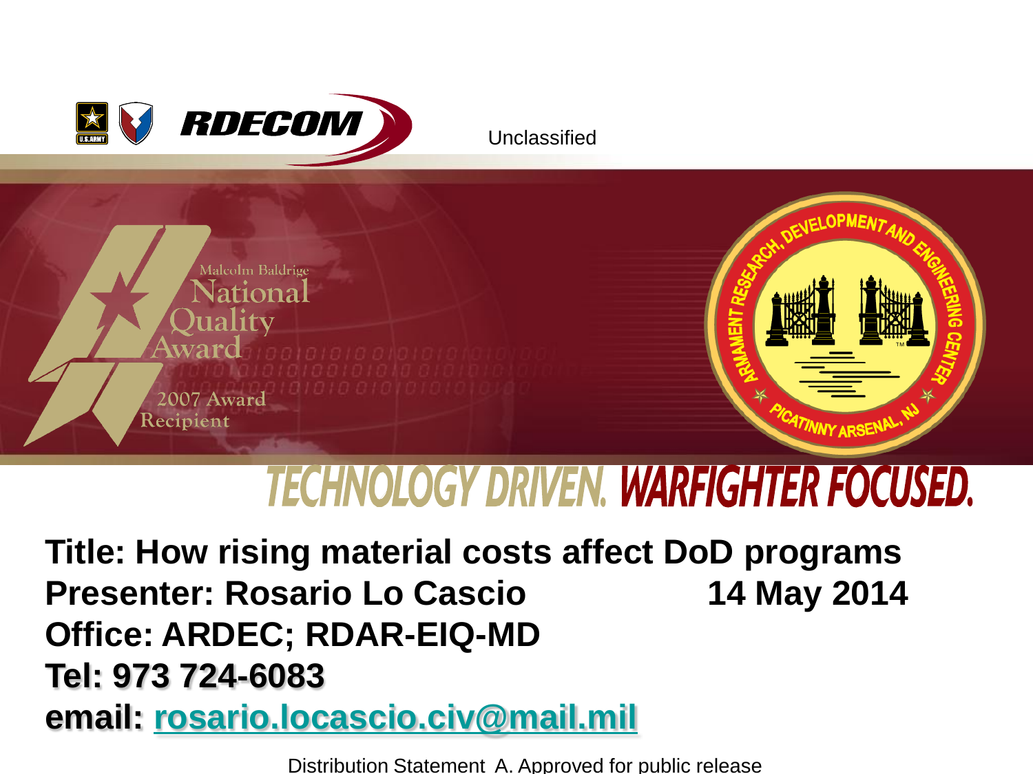RDECOM

Unclassified

Malcolm Baldrige National Quality Award

2007 Award Recipient

ARMAMENT RESEARCH, DEVELOPMENT AND ENGINEERING CENTER

PICATINNY ARSENAL, NJ

TECHNOLOGY DRIVEN. WARFIGHTER FOCUSED.

**Title: How rising material costs affect DoD programs**

**Presenter: Rosario Lo Cascio 14 May 2014**

**Office: ARDEC; RDAR-EIQ-MD**

**Tel: 973 724-6083**

**email: rosario.locascio.civ@mail.mil**

Distribution Statement A. Approved for public release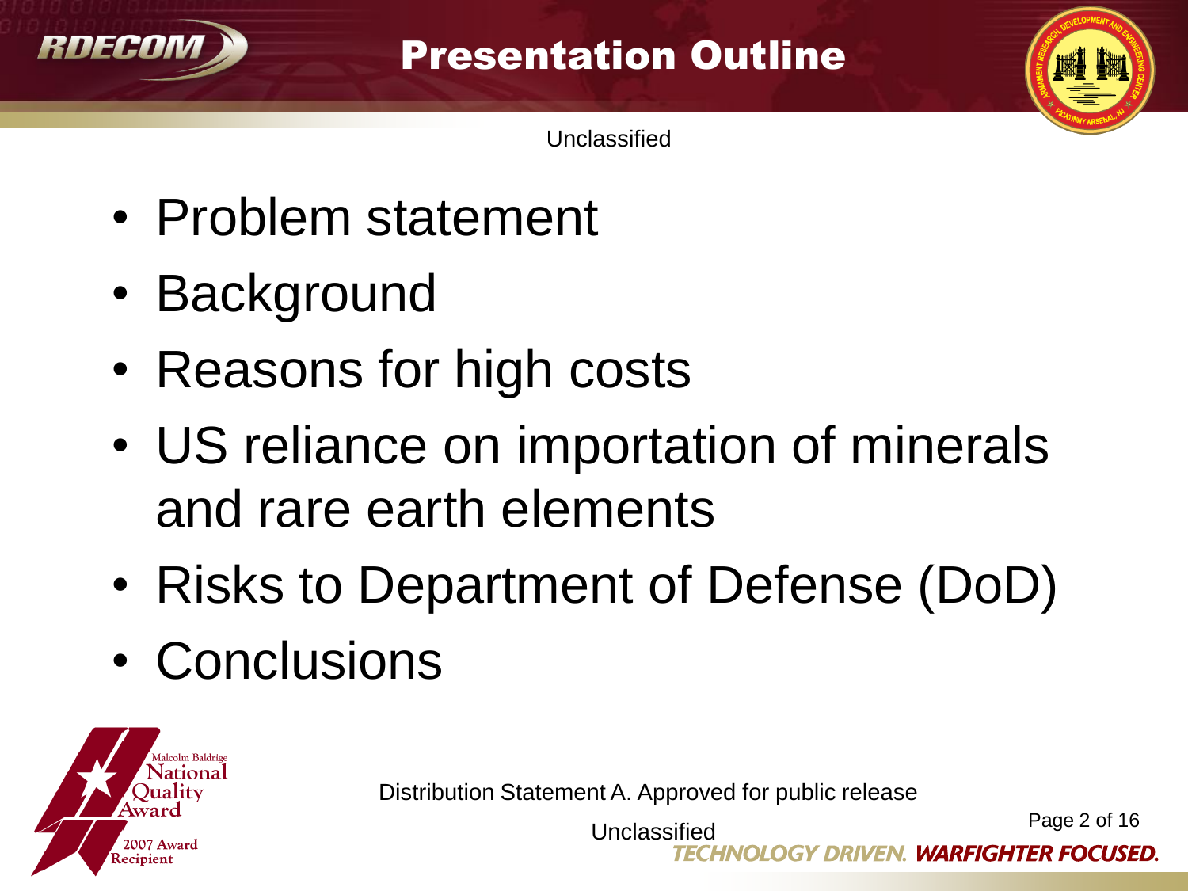# Presentation Outline

Unclassified

- Problem statement
- Background
- Reasons for high costs
- US reliance on importation of minerals and rare earth elements
- Risks to Department of Defense (DoD)
- Conclusions

Distribution Statement A. Approved for public release

Unclassified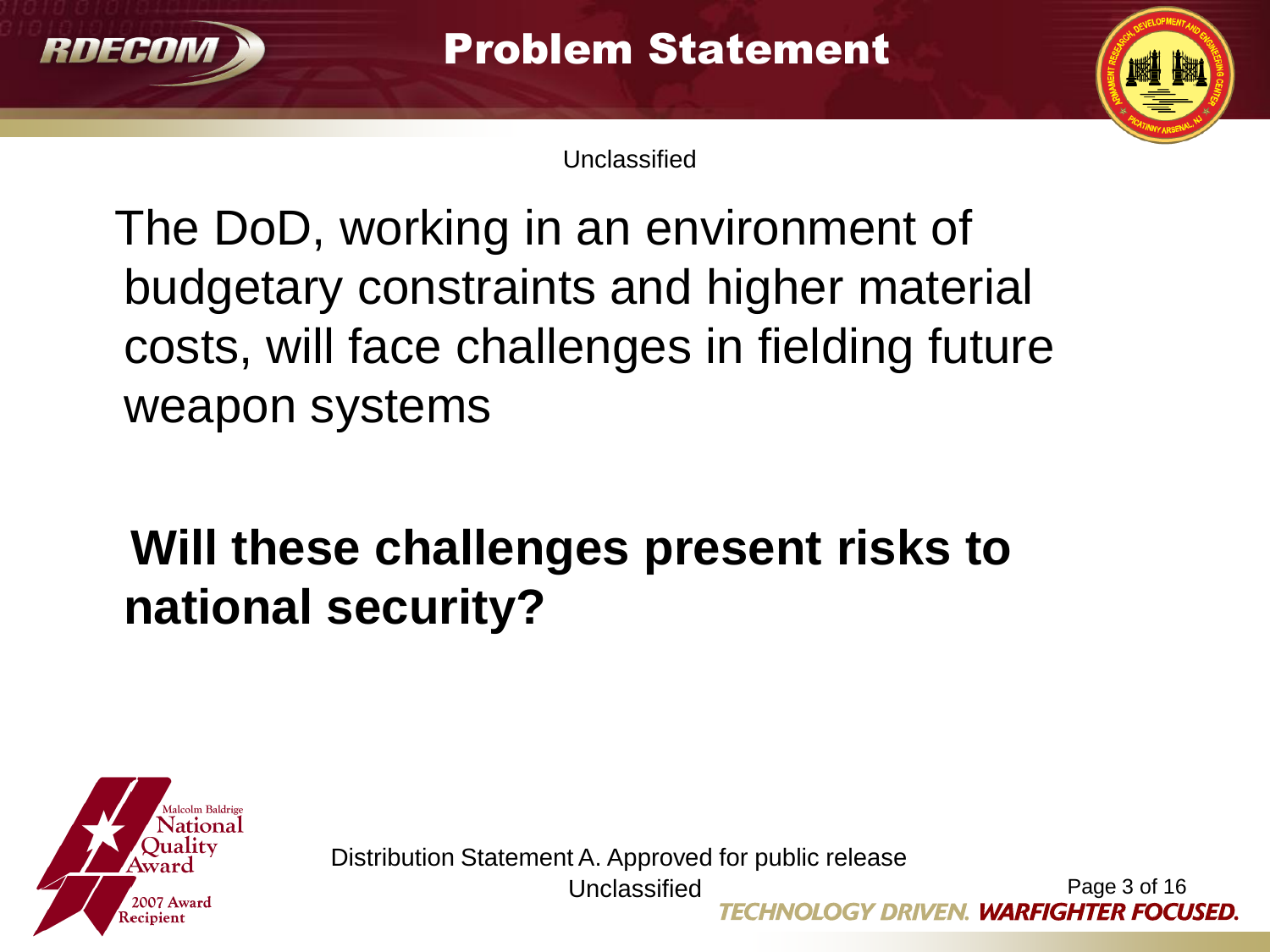# Problem Statement

Unclassified

The DoD, working in an environment of budgetary constraints and higher material costs, will face challenges in fielding future weapon systems

**Will these challenges present risks to national security?**

Distribution Statement A. Approved for public release

Unclassified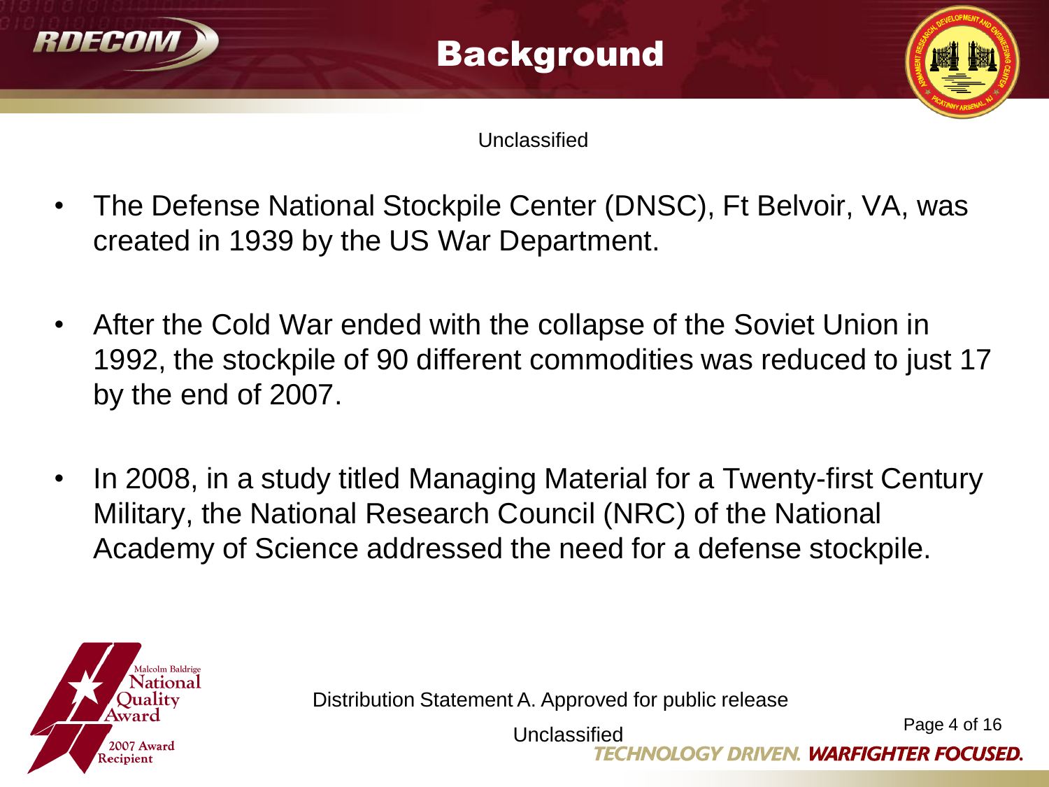# Background

Unclassified

- The Defense National Stockpile Center (DNSC), Ft Belvoir, VA, was created in 1939 by the US War Department.
- After the Cold War ended with the collapse of the Soviet Union in 1992, the stockpile of 90 different commodities was reduced to just 17 by the end of 2007.
- In 2008, in a study titled Managing Material for a Twenty-first Century Military, the National Research Council (NRC) of the National Academy of Science addressed the need for a defense stockpile.

Distribution Statement A. Approved for public release

Unclassified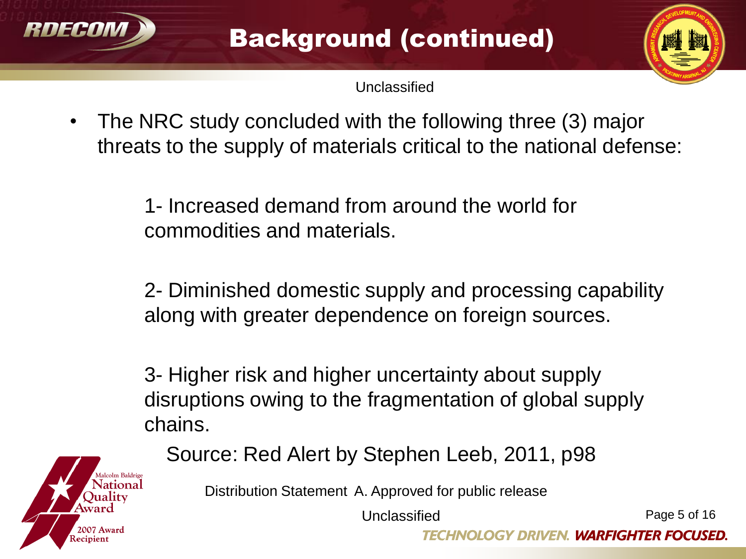# Background (continued)

Unclassified

- The NRC study concluded with the following three (3) major threats to the supply of materials critical to the national defense:

  1- Increased demand from around the world for commodities and materials.

  2- Diminished domestic supply and processing capability along with greater dependence on foreign sources.

  3- Higher risk and higher uncertainty about supply disruptions owing to the fragmentation of global supply chains.

  Source: Red Alert by Stephen Leeb, 2011, p98

Distribution Statement A. Approved for public release

Unclassified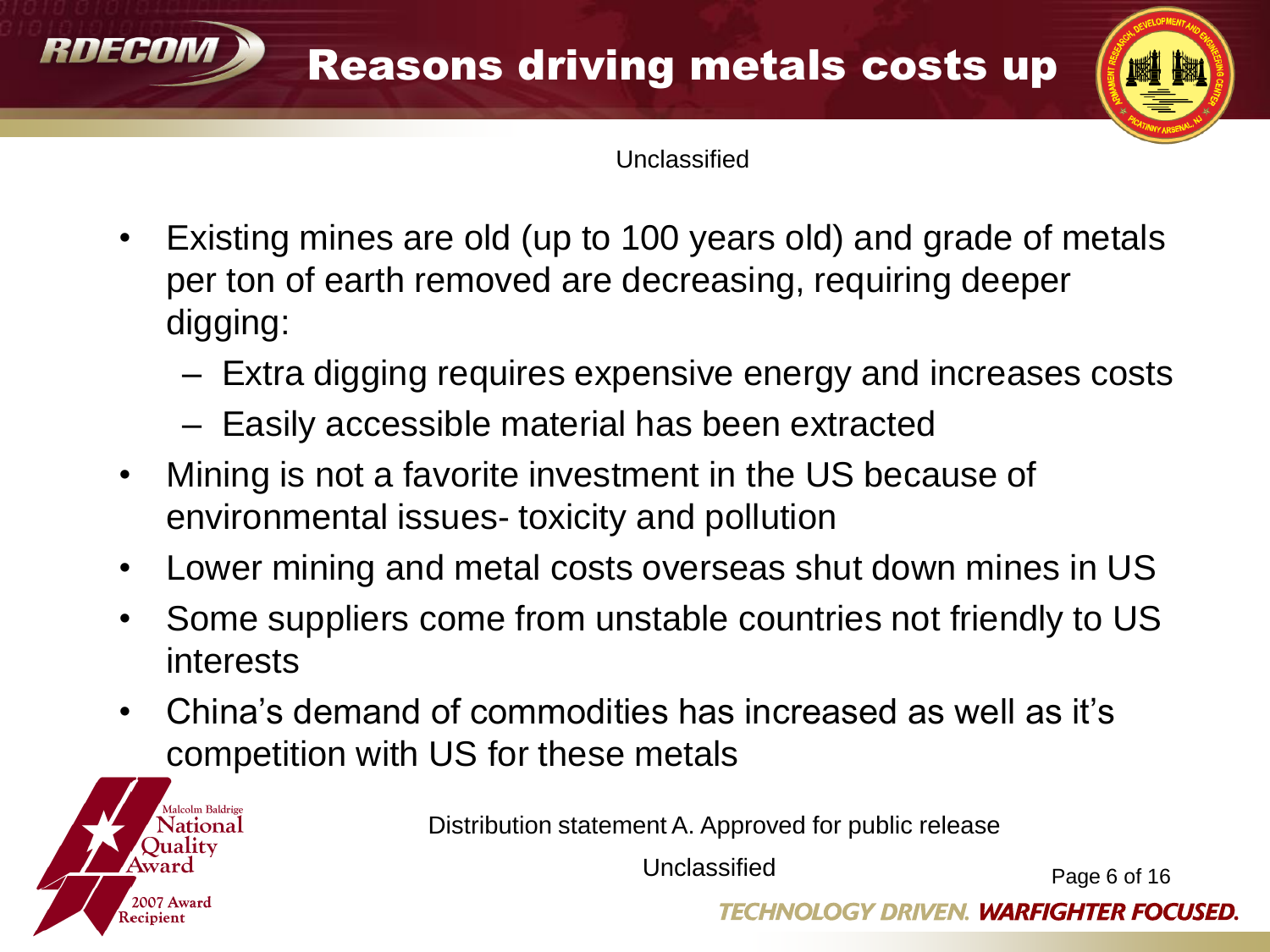# Reasons driving metals costs up

Unclassified

- Existing mines are old (up to 100 years old) and grade of metals per ton of earth removed are decreasing, requiring deeper digging:
  - Extra digging requires expensive energy and increases costs
  - Easily accessible material has been extracted
- Mining is not a favorite investment in the US because of environmental issues- toxicity and pollution
- Lower mining and metal costs overseas shut down mines in US
- Some suppliers come from unstable countries not friendly to US interests
- China's demand of commodities has increased as well as it's competition with US for these metals

Distribution statement A. Approved for public release

Unclassified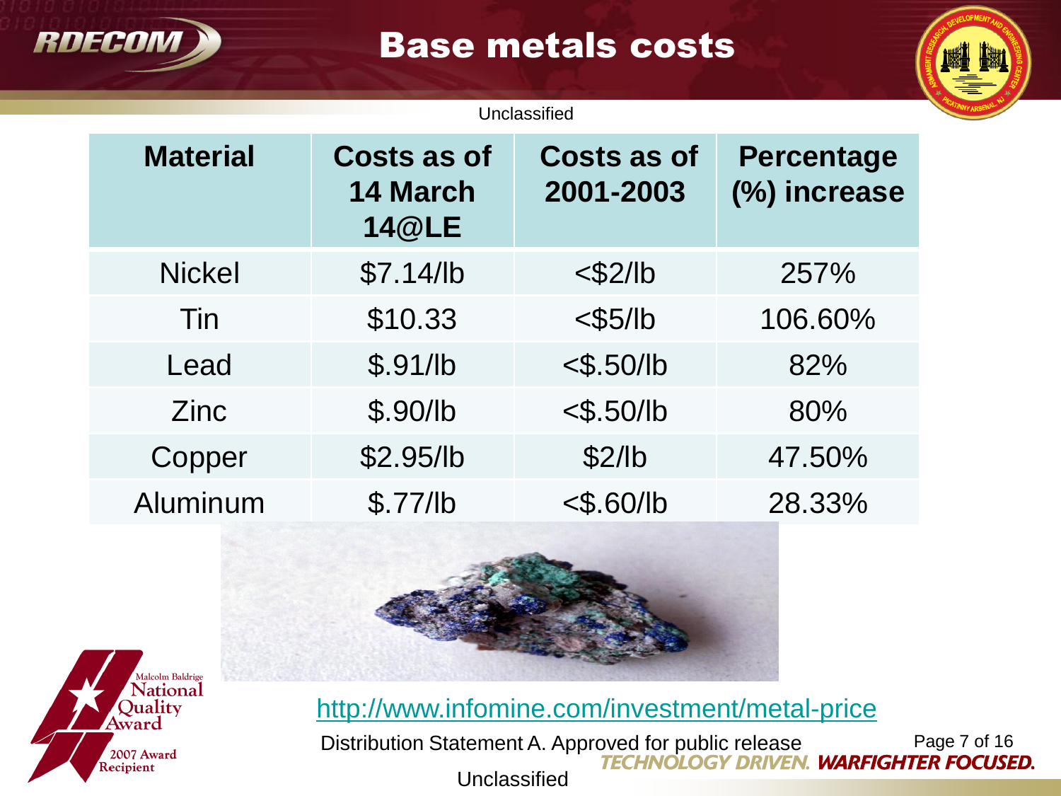# Base metals costs

Unclassified

| Material | Costs as of 14 March 14@LE | Costs as of 2001-2003 | Percentage (%) increase |
|---|---|---|---|
| Nickel | $7.14/lb | <$2/lb | 257% |
| Tin | $10.33 | <$5/lb | 106.60% |
| Lead | $.91/lb | <$.50/lb | 82% |
| Zinc | $.90/lb | <$.50/lb | 80% |
| Copper | $2.95/lb | $2/lb | 47.50% |
| Aluminum | $.77/lb | <$.60/lb | 28.33% |

http://www.infomine.com/investment/metal-price

Distribution Statement A. Approved for public release

Unclassified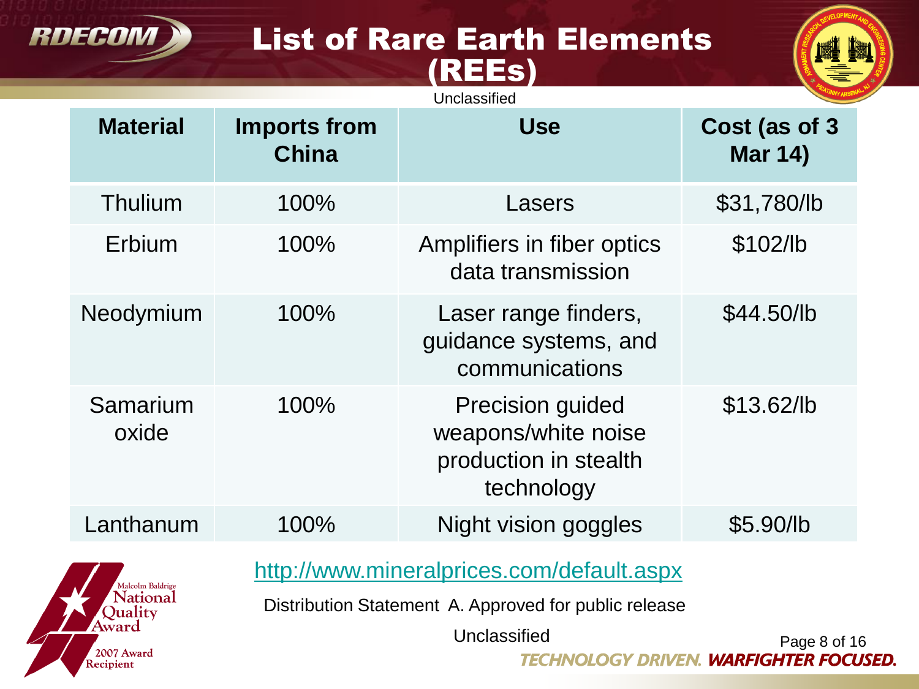# List of Rare Earth Elements (REEs)

Unclassified

| Material | Imports from China | Use | Cost (as of 3 Mar 14) |
|---|---|---|---|
| Thulium | 100% | Lasers | $31,780/lb |
| Erbium | 100% | Amplifiers in fiber optics data transmission | $102/lb |
| Neodymium | 100% | Laser range finders, guidance systems, and communications | $44.50/lb |
| Samarium oxide | 100% | Precision guided weapons/white noise production in stealth technology | $13.62/lb |
| Lanthanum | 100% | Night vision goggles | $5.90/lb |

http://www.mineralprices.com/default.aspx

Distribution Statement A. Approved for public release

Unclassified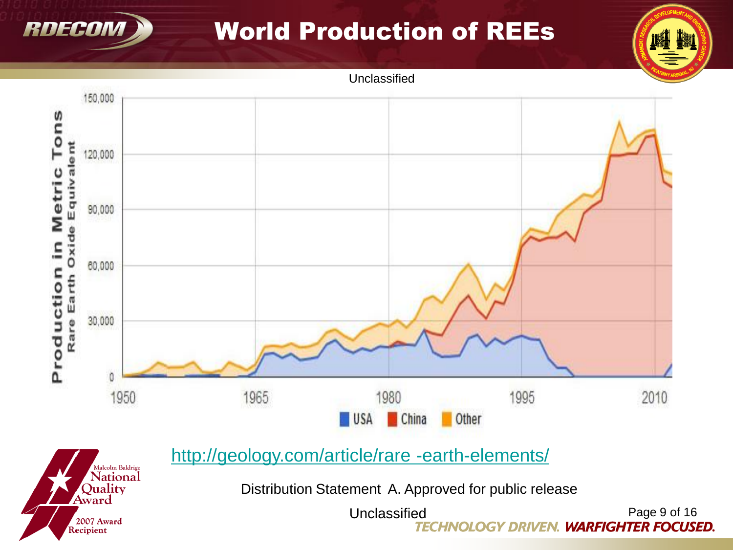# World Production of REEs

Unclassified

Production in Metric Tons
Rare Earth Oxide Equivalent

150,000
120,000
90,000
60,000
30,000
0

1950 1965 1980 1995 2010

USA China Other

http://geology.com/article/rare -earth-elements/

Distribution Statement A. Approved for public release

Unclassified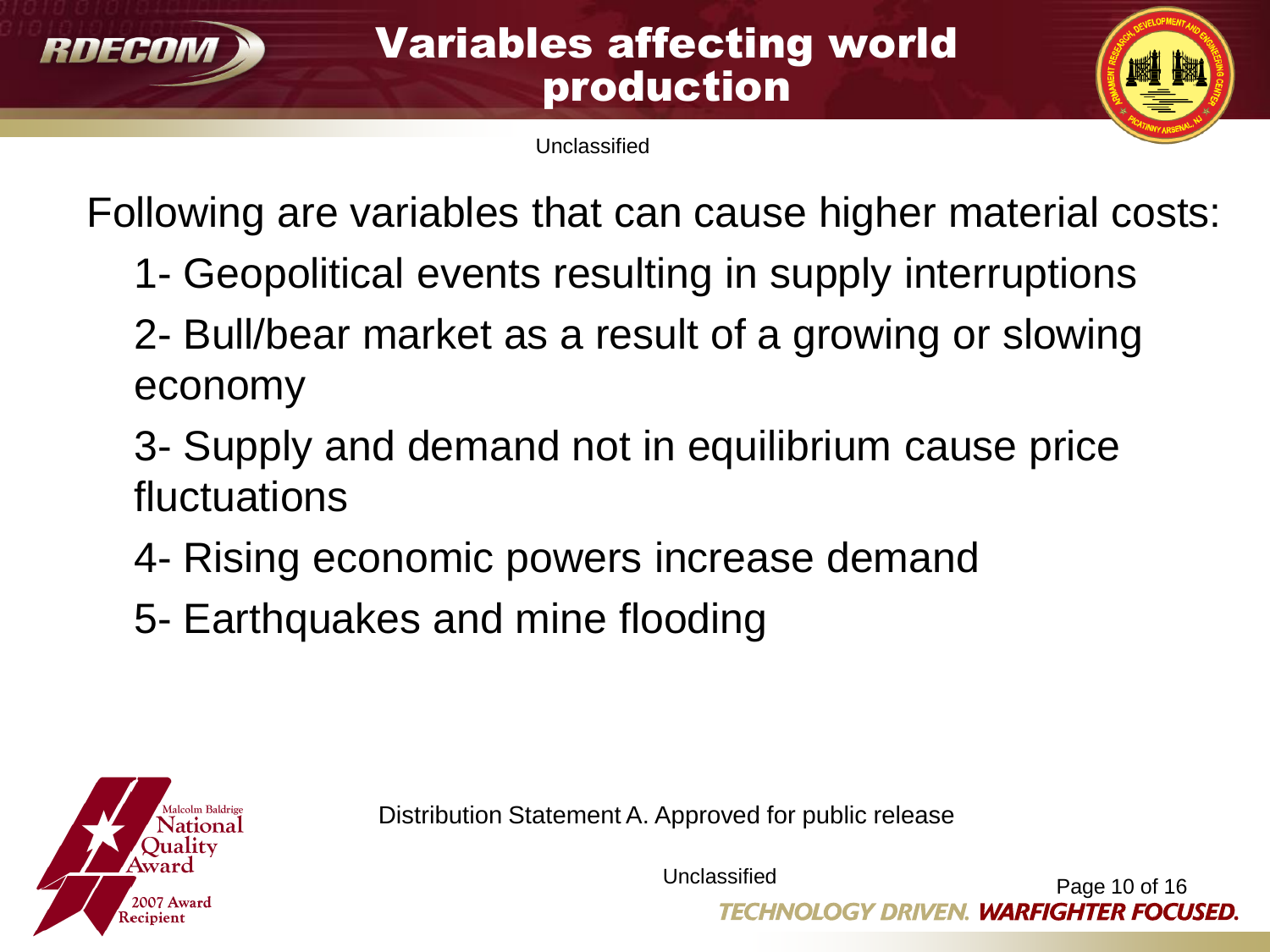# Variables affecting world production

Following are variables that can cause higher material costs:

1- Geopolitical events resulting in supply interruptions

2- Bull/bear market as a result of a growing or slowing economy

3- Supply and demand not in equilibrium cause price fluctuations

4- Rising economic powers increase demand

5- Earthquakes and mine flooding

Distribution Statement A. Approved for public release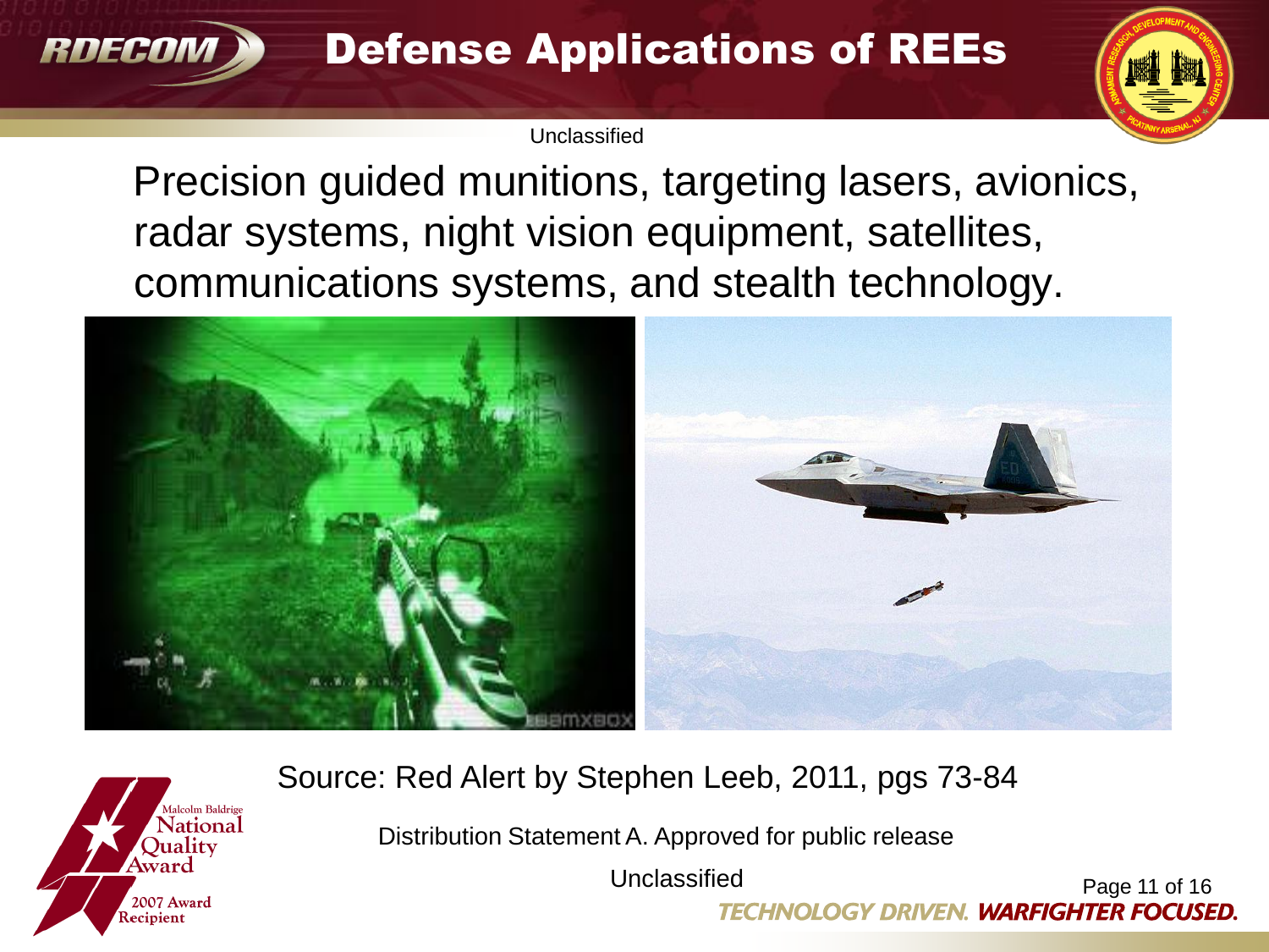# Defense Applications of REEs

Unclassified

Precision guided munitions, targeting lasers, avionics, radar systems, night vision equipment, satellites, communications systems, and stealth technology.

Source: Red Alert by Stephen Leeb, 2011, pgs 73-84

Distribution Statement A. Approved for public release

Unclassified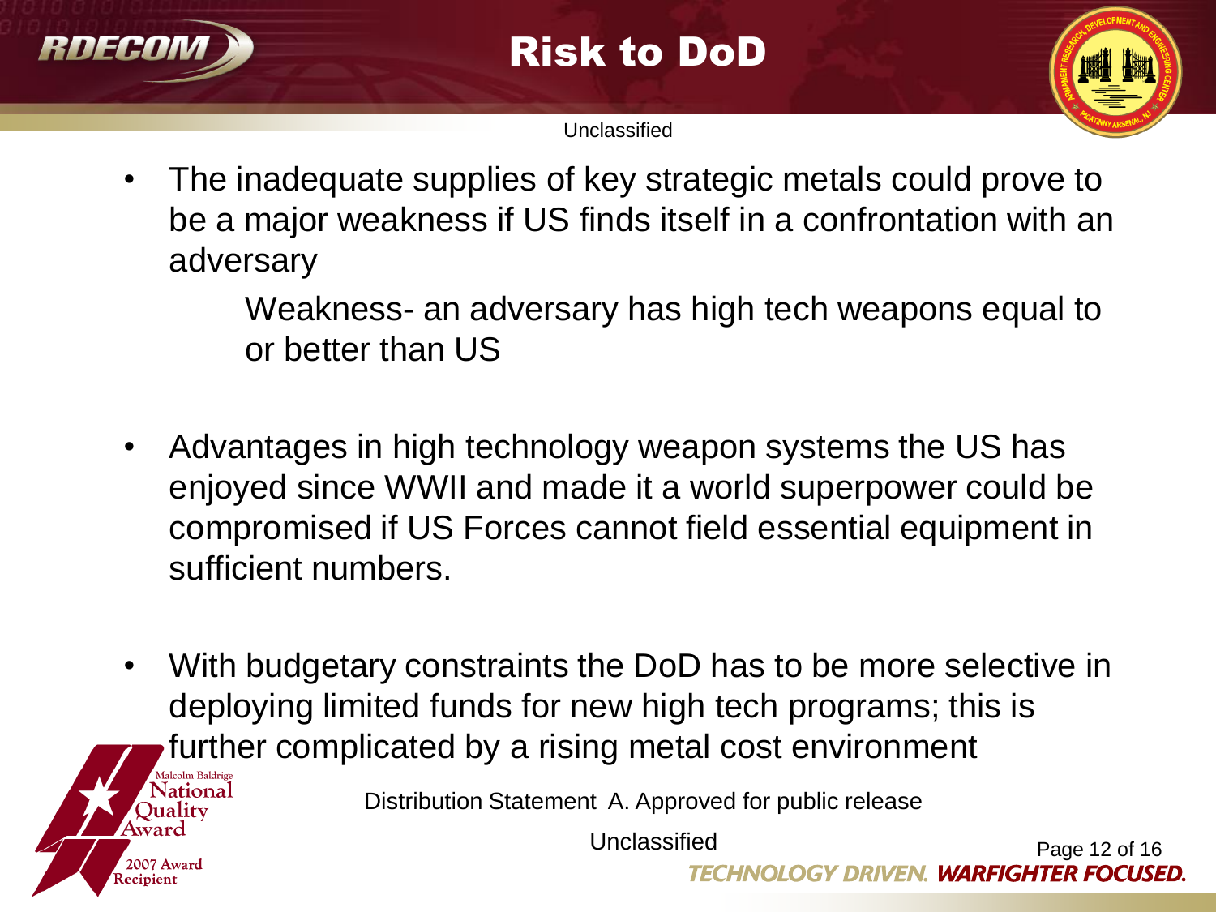# Risk to DoD

Unclassified

- The inadequate supplies of key strategic metals could prove to be a major weakness if US finds itself in a confrontation with an adversary

    Weakness- an adversary has high tech weapons equal to or better than US

- Advantages in high technology weapon systems the US has enjoyed since WWII and made it a world superpower could be compromised if US Forces cannot field essential equipment in sufficient numbers.

- With budgetary constraints the DoD has to be more selective in deploying limited funds for new high tech programs; this is further complicated by a rising metal cost environment

Distribution Statement A. Approved for public release

Unclassified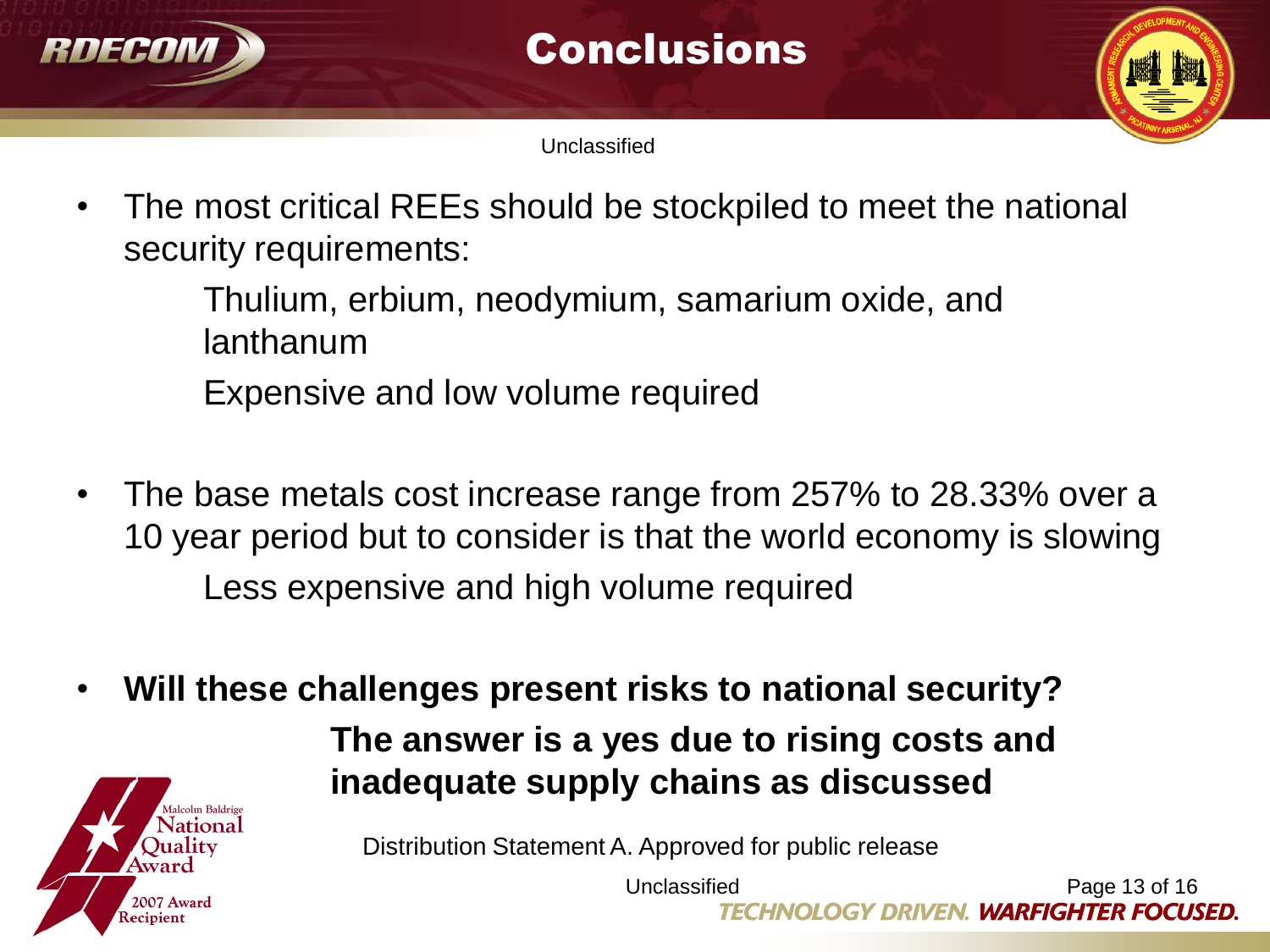# Conclusions

- The most critical REEs should be stockpiled to meet the national security requirements:

  Thulium, erbium, neodymium, samarium oxide, and lanthanum

  Expensive and low volume required

- The base metals cost increase range from 257% to 28.33% over a 10 year period but to consider is that the world economy is slowing

  Less expensive and high volume required

- **Will these challenges present risks to national security?**

  **The answer is a yes due to rising costs and inadequate supply chains as discussed**

Distribution Statement A. Approved for public release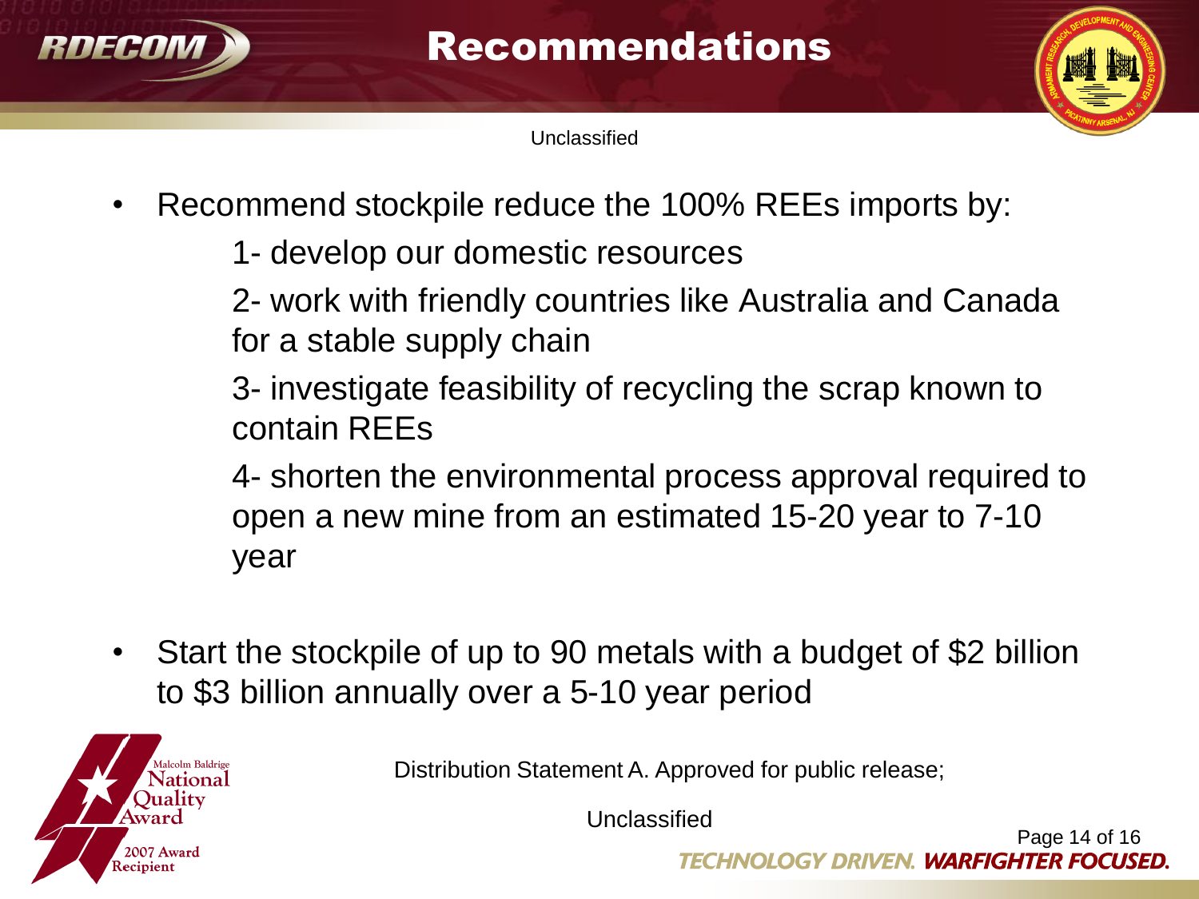# Recommendations

Unclassified

- Recommend stockpile reduce the 100% REEs imports by:
  - 1- develop our domestic resources
  - 2- work with friendly countries like Australia and Canada for a stable supply chain
  - 3- investigate feasibility of recycling the scrap known to contain REEs
  - 4- shorten the environmental process approval required to open a new mine from an estimated 15-20 year to 7-10 year
- Start the stockpile of up to 90 metals with a budget of $2 billion to $3 billion annually over a 5-10 year period

Distribution Statement A. Approved for public release;

Unclassified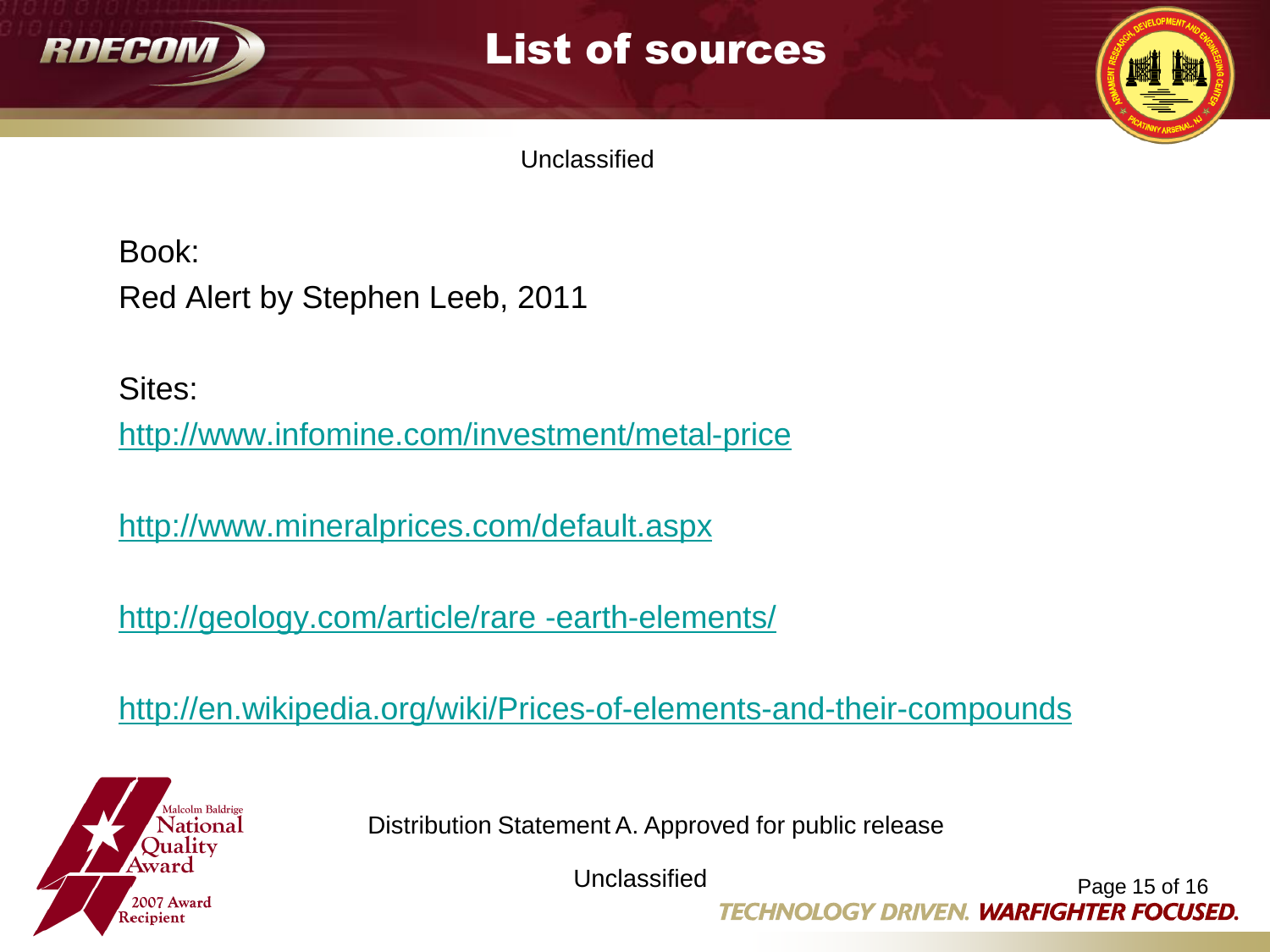# List of sources

Unclassified

Book:

Red Alert by Stephen Leeb, 2011

Sites:

http://www.infomine.com/investment/metal-price

http://www.mineralprices.com/default.aspx

http://geology.com/article/rare -earth-elements/

http://en.wikipedia.org/wiki/Prices-of-elements-and-their-compounds

Distribution Statement A. Approved for public release

Unclassified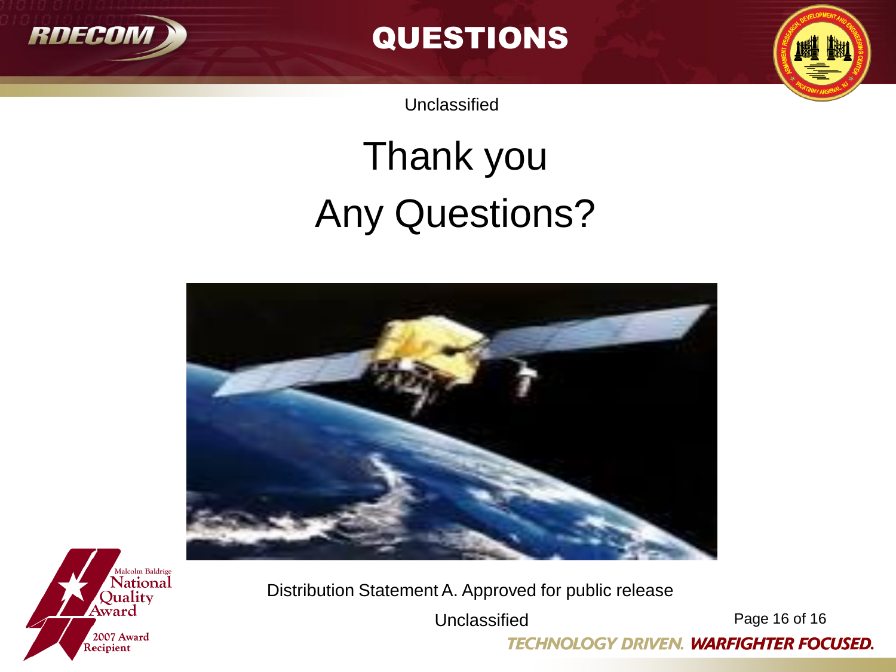# QUESTIONS

Unclassified

## Thank you
## Any Questions?

Distribution Statement A. Approved for public release

Unclassified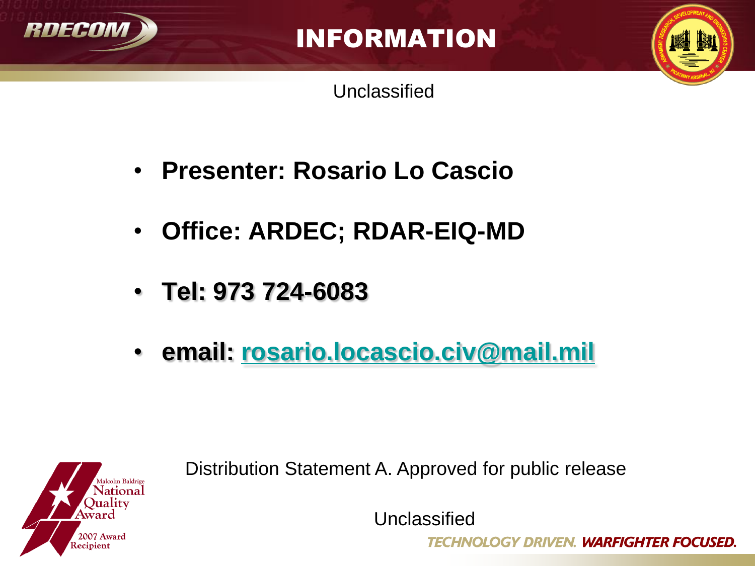# INFORMATION

Unclassified

- **Presenter: Rosario Lo Cascio**
- **Office: ARDEC; RDAR-EIQ-MD**
- **Tel: 973 724-6083**
- **email: rosario.locascio.civ@mail.mil**

Distribution Statement A. Approved for public release

Unclassified